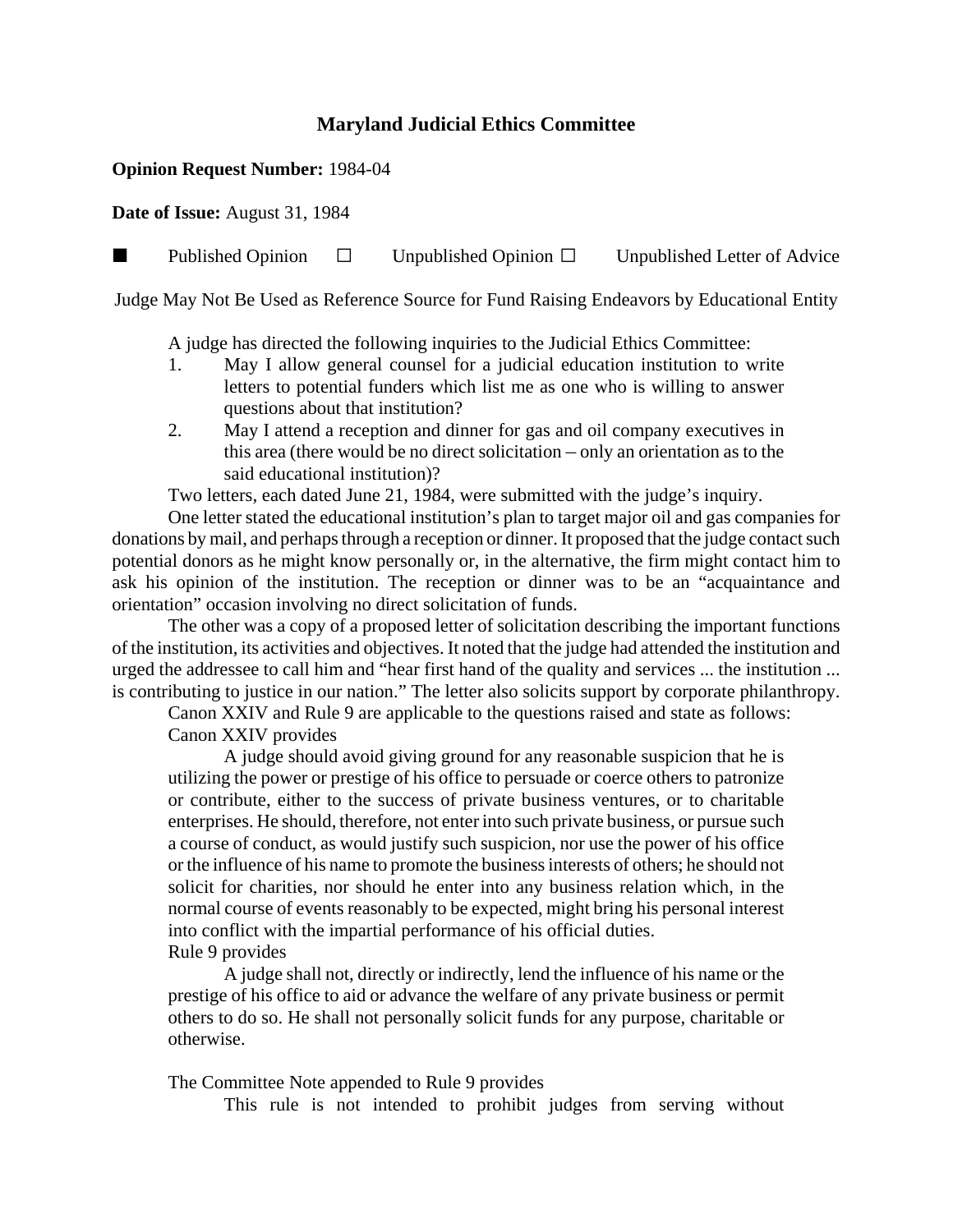# Maryland Judicial Ethics Committee

**Opinion Request Number:** 1984-04

**Date of Issue:** August 31, 1984

■ Published Opinion ☐ Unpublished Opinion ☐ Unpublished Letter of Advice

Judge May Not Be Used as Reference Source for Fund Raising Endeavors by Educational Entity

A judge has directed the following inquiries to the Judicial Ethics Committee:

1. May I allow general counsel for a judicial education institution to write letters to potential funders which list me as one who is willing to answer questions about that institution?
2. May I attend a reception and dinner for gas and oil company executives in this area (there would be no direct solicitation – only an orientation as to the said educational institution)?

Two letters, each dated June 21, 1984, were submitted with the judge's inquiry.

One letter stated the educational institution's plan to target major oil and gas companies for donations by mail, and perhaps through a reception or dinner. It proposed that the judge contact such potential donors as he might know personally or, in the alternative, the firm might contact him to ask his opinion of the institution. The reception or dinner was to be an "acquaintance and orientation" occasion involving no direct solicitation of funds.

The other was a copy of a proposed letter of solicitation describing the important functions of the institution, its activities and objectives. It noted that the judge had attended the institution and urged the addressee to call him and "hear first hand of the quality and services ... the institution ... is contributing to justice in our nation." The letter also solicits support by corporate philanthropy.

Canon XXIV and Rule 9 are applicable to the questions raised and state as follows:

Canon XXIV provides

> A judge should avoid giving ground for any reasonable suspicion that he is utilizing the power or prestige of his office to persuade or coerce others to patronize or contribute, either to the success of private business ventures, or to charitable enterprises. He should, therefore, not enter into such private business, or pursue such a course of conduct, as would justify such suspicion, nor use the power of his office or the influence of his name to promote the business interests of others; he should not solicit for charities, nor should he enter into any business relation which, in the normal course of events reasonably to be expected, might bring his personal interest into conflict with the impartial performance of his official duties.

Rule 9 provides

> A judge shall not, directly or indirectly, lend the influence of his name or the prestige of his office to aid or advance the welfare of any private business or permit others to do so. He shall not personally solicit funds for any purpose, charitable or otherwise.

The Committee Note appended to Rule 9 provides

> This rule is not intended to prohibit judges from serving without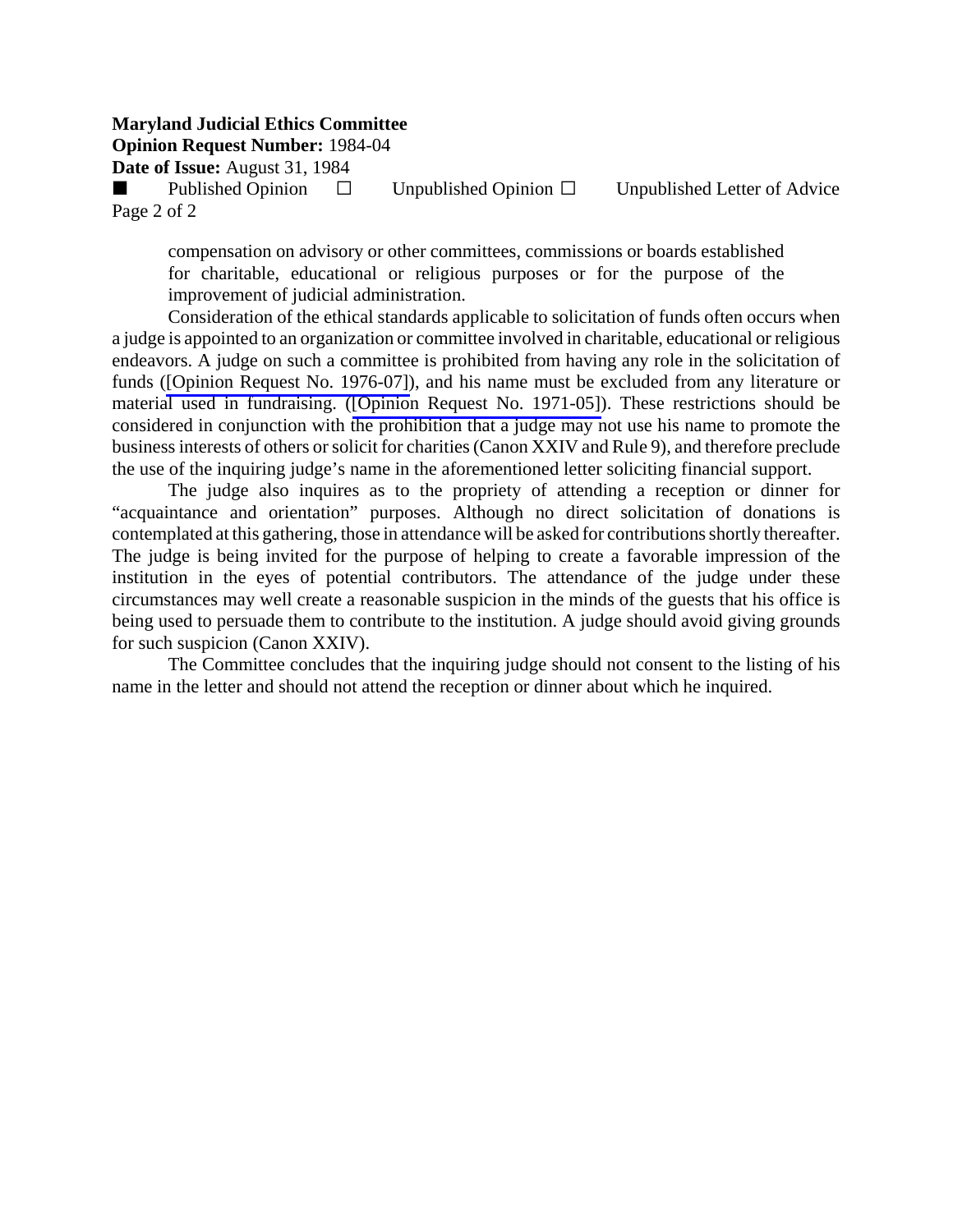> compensation on advisory or other committees, commissions or boards established for charitable, educational or religious purposes or for the purpose of the improvement of judicial administration.

Consideration of the ethical standards applicable to solicitation of funds often occurs when a judge is appointed to an organization or committee involved in charitable, educational or religious endeavors. A judge on such a committee is prohibited from having any role in the solicitation of funds ([Opinion Request No. 1976-07]), and his name must be excluded from any literature or material used in fundraising. ([Opinion Request No. 1971-05]). These restrictions should be considered in conjunction with the prohibition that a judge may not use his name to promote the business interests of others or solicit for charities (Canon XXIV and Rule 9), and therefore preclude the use of the inquiring judge's name in the aforementioned letter soliciting financial support.

The judge also inquires as to the propriety of attending a reception or dinner for "acquaintance and orientation" purposes. Although no direct solicitation of donations is contemplated at this gathering, those in attendance will be asked for contributions shortly thereafter. The judge is being invited for the purpose of helping to create a favorable impression of the institution in the eyes of potential contributors. The attendance of the judge under these circumstances may well create a reasonable suspicion in the minds of the guests that his office is being used to persuade them to contribute to the institution. A judge should avoid giving grounds for such suspicion (Canon XXIV).

The Committee concludes that the inquiring judge should not consent to the listing of his name in the letter and should not attend the reception or dinner about which he inquired.